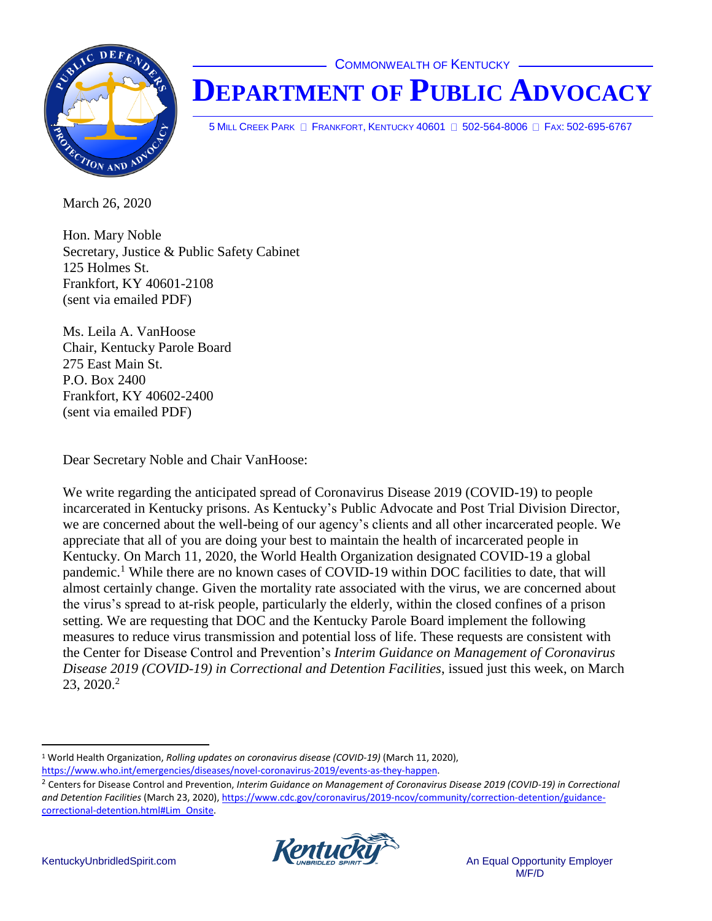COMMONWEALTH OF KENTUCKY

# DEPARTMENT OF PUBLIC ADVOCACY

5 MILL CREEK PARK  FRANKFORT, KENTUCKY 40601  502-564-8006  FAX: 502-695-6767

March 26, 2020

Hon. Mary Noble
Secretary, Justice & Public Safety Cabinet
125 Holmes St.
Frankfort, KY 40601-2108
(sent via emailed PDF)

Ms. Leila A. VanHoose
Chair, Kentucky Parole Board
275 East Main St.
P.O. Box 2400
Frankfort, KY 40602-2400
(sent via emailed PDF)

Dear Secretary Noble and Chair VanHoose:

We write regarding the anticipated spread of Coronavirus Disease 2019 (COVID-19) to people incarcerated in Kentucky prisons. As Kentucky's Public Advocate and Post Trial Division Director, we are concerned about the well-being of our agency's clients and all other incarcerated people. We appreciate that all of you are doing your best to maintain the health of incarcerated people in Kentucky. On March 11, 2020, the World Health Organization designated COVID-19 a global pandemic.[1] While there are no known cases of COVID-19 within DOC facilities to date, that will almost certainly change. Given the mortality rate associated with the virus, we are concerned about the virus's spread to at-risk people, particularly the elderly, within the closed confines of a prison setting. We are requesting that DOC and the Kentucky Parole Board implement the following measures to reduce virus transmission and potential loss of life. These requests are consistent with the Center for Disease Control and Prevention's *Interim Guidance on Management of Coronavirus Disease 2019 (COVID-19) in Correctional and Detention Facilities*, issued just this week, on March 23, 2020.[2]

---

[1] World Health Organization, *Rolling updates on coronavirus disease (COVID-19)* (March 11, 2020), https://www.who.int/emergencies/diseases/novel-coronavirus-2019/events-as-they-happen.

[2] Centers for Disease Control and Prevention, *Interim Guidance on Management of Coronavirus Disease 2019 (COVID-19) in Correctional and Detention Facilities* (March 23, 2020), https://www.cdc.gov/coronavirus/2019-ncov/community/correction-detention/guidance-correctional-detention.html#Lim_Onsite.

KentuckyUnbridledSpirit.com

An Equal Opportunity Employer M/F/D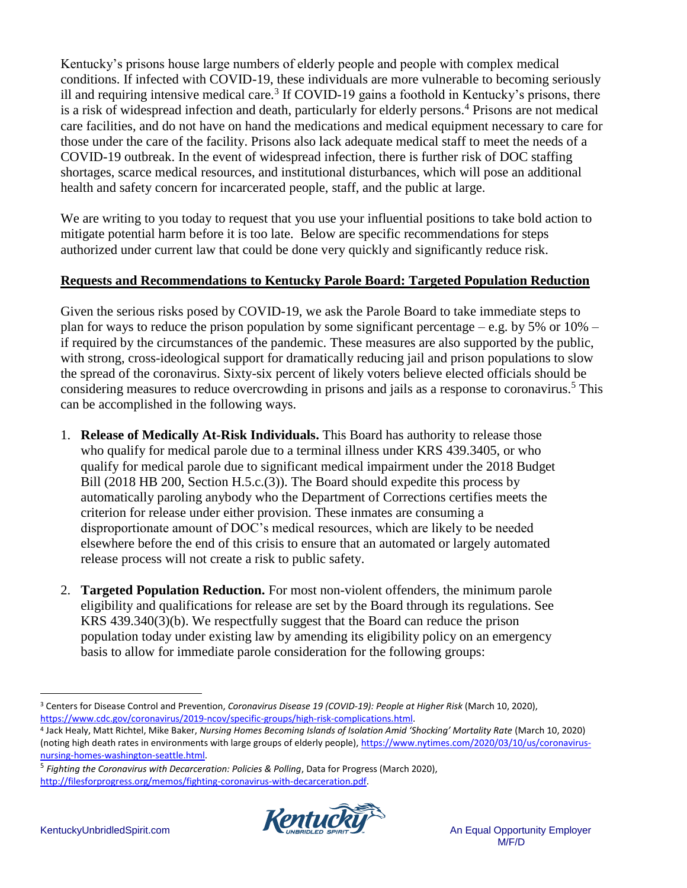Kentucky's prisons house large numbers of elderly people and people with complex medical conditions. If infected with COVID-19, these individuals are more vulnerable to becoming seriously ill and requiring intensive medical care.[3] If COVID-19 gains a foothold in Kentucky's prisons, there is a risk of widespread infection and death, particularly for elderly persons.[4] Prisons are not medical care facilities, and do not have on hand the medications and medical equipment necessary to care for those under the care of the facility. Prisons also lack adequate medical staff to meet the needs of a COVID-19 outbreak. In the event of widespread infection, there is further risk of DOC staffing shortages, scarce medical resources, and institutional disturbances, which will pose an additional health and safety concern for incarcerated people, staff, and the public at large.

We are writing to you today to request that you use your influential positions to take bold action to mitigate potential harm before it is too late. Below are specific recommendations for steps authorized under current law that could be done very quickly and significantly reduce risk.

**Requests and Recommendations to Kentucky Parole Board: Targeted Population Reduction**

Given the serious risks posed by COVID-19, we ask the Parole Board to take immediate steps to plan for ways to reduce the prison population by some significant percentage – e.g. by 5% or 10% – if required by the circumstances of the pandemic. These measures are also supported by the public, with strong, cross-ideological support for dramatically reducing jail and prison populations to slow the spread of the coronavirus. Sixty-six percent of likely voters believe elected officials should be considering measures to reduce overcrowding in prisons and jails as a response to coronavirus.[5] This can be accomplished in the following ways.

1. **Release of Medically At-Risk Individuals.** This Board has authority to release those who qualify for medical parole due to a terminal illness under KRS 439.3405, or who qualify for medical parole due to significant medical impairment under the 2018 Budget Bill (2018 HB 200, Section H.5.c.(3)). The Board should expedite this process by automatically paroling anybody who the Department of Corrections certifies meets the criterion for release under either provision. These inmates are consuming a disproportionate amount of DOC's medical resources, which are likely to be needed elsewhere before the end of this crisis to ensure that an automated or largely automated release process will not create a risk to public safety.

2. **Targeted Population Reduction.** For most non-violent offenders, the minimum parole eligibility and qualifications for release are set by the Board through its regulations. See KRS 439.340(3)(b). We respectfully suggest that the Board can reduce the prison population today under existing law by amending its eligibility policy on an emergency basis to allow for immediate parole consideration for the following groups:

---

[3] Centers for Disease Control and Prevention, *Coronavirus Disease 19 (COVID-19): People at Higher Risk* (March 10, 2020), https://www.cdc.gov/coronavirus/2019-ncov/specific-groups/high-risk-complications.html.

[4] Jack Healy, Matt Richtel, Mike Baker, *Nursing Homes Becoming Islands of Isolation Amid 'Shocking' Mortality Rate* (March 10, 2020) (noting high death rates in environments with large groups of elderly people), https://www.nytimes.com/2020/03/10/us/coronavirus-nursing-homes-washington-seattle.html.

[5] *Fighting the Coronavirus with Decarceration: Policies & Polling*, Data for Progress (March 2020), http://filesforprogress.org/memos/fighting-coronavirus-with-decarceration.pdf.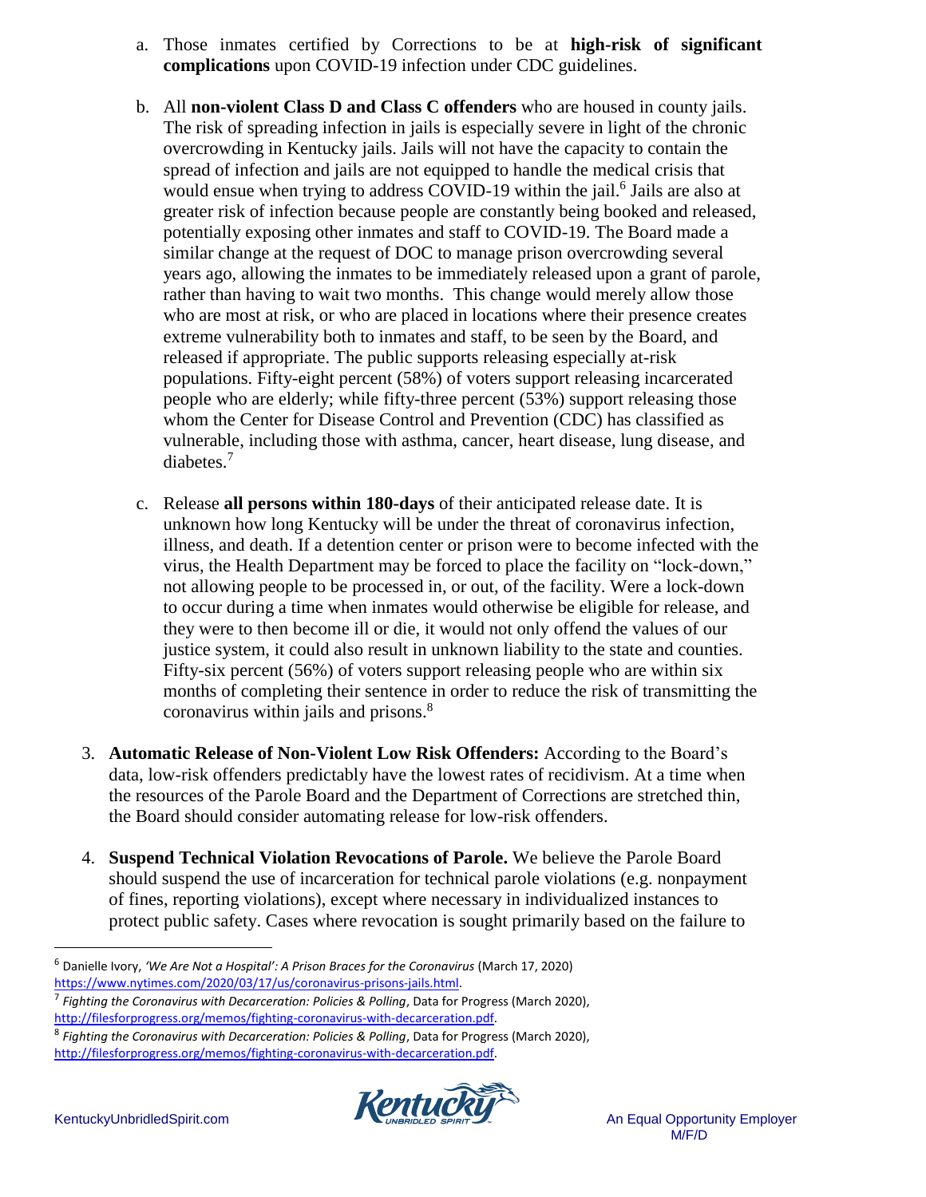a. Those inmates certified by Corrections to be at **high-risk of significant complications** upon COVID-19 infection under CDC guidelines.

b. All **non-violent Class D and Class C offenders** who are housed in county jails. The risk of spreading infection in jails is especially severe in light of the chronic overcrowding in Kentucky jails. Jails will not have the capacity to contain the spread of infection and jails are not equipped to handle the medical crisis that would ensue when trying to address COVID-19 within the jail.[6] Jails are also at greater risk of infection because people are constantly being booked and released, potentially exposing other inmates and staff to COVID-19. The Board made a similar change at the request of DOC to manage prison overcrowding several years ago, allowing the inmates to be immediately released upon a grant of parole, rather than having to wait two months. This change would merely allow those who are most at risk, or who are placed in locations where their presence creates extreme vulnerability both to inmates and staff, to be seen by the Board, and released if appropriate. The public supports releasing especially at-risk populations. Fifty-eight percent (58%) of voters support releasing incarcerated people who are elderly; while fifty-three percent (53%) support releasing those whom the Center for Disease Control and Prevention (CDC) has classified as vulnerable, including those with asthma, cancer, heart disease, lung disease, and diabetes.[7]

c. Release **all persons within 180-days** of their anticipated release date. It is unknown how long Kentucky will be under the threat of coronavirus infection, illness, and death. If a detention center or prison were to become infected with the virus, the Health Department may be forced to place the facility on "lock-down," not allowing people to be processed in, or out, of the facility. Were a lock-down to occur during a time when inmates would otherwise be eligible for release, and they were to then become ill or die, it would not only offend the values of our justice system, it could also result in unknown liability to the state and counties. Fifty-six percent (56%) of voters support releasing people who are within six months of completing their sentence in order to reduce the risk of transmitting the coronavirus within jails and prisons.[8]

3. **Automatic Release of Non-Violent Low Risk Offenders:** According to the Board's data, low-risk offenders predictably have the lowest rates of recidivism. At a time when the resources of the Parole Board and the Department of Corrections are stretched thin, the Board should consider automating release for low-risk offenders.

4. **Suspend Technical Violation Revocations of Parole.** We believe the Parole Board should suspend the use of incarceration for technical parole violations (e.g. nonpayment of fines, reporting violations), except where necessary in individualized instances to protect public safety. Cases where revocation is sought primarily based on the failure to

---

[6] Danielle Ivory, *'We Are Not a Hospital': A Prison Braces for the Coronavirus* (March 17, 2020) https://www.nytimes.com/2020/03/17/us/coronavirus-prisons-jails.html.

[7] *Fighting the Coronavirus with Decarceration: Policies & Polling*, Data for Progress (March 2020), http://filesforprogress.org/memos/fighting-coronavirus-with-decarceration.pdf.

[8] *Fighting the Coronavirus with Decarceration: Policies & Polling*, Data for Progress (March 2020), http://filesforprogress.org/memos/fighting-coronavirus-with-decarceration.pdf.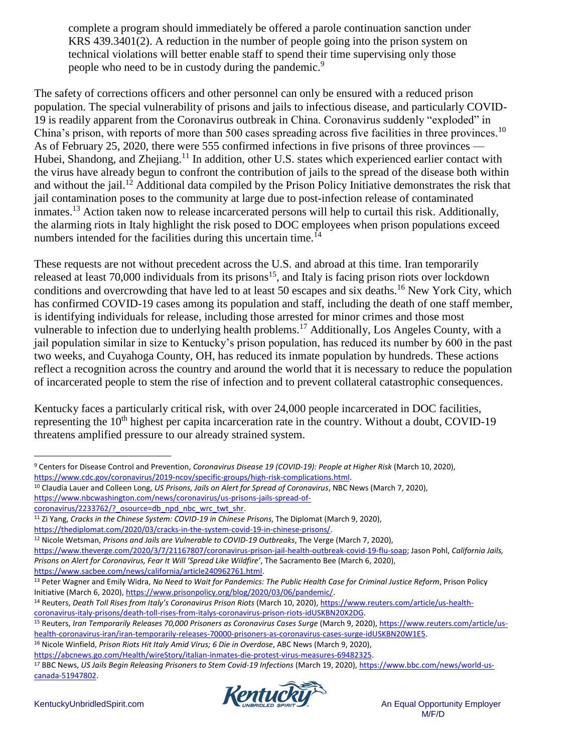complete a program should immediately be offered a parole continuation sanction under KRS 439.3401(2). A reduction in the number of people going into the prison system on technical violations will better enable staff to spend their time supervising only those people who need to be in custody during the pandemic.[9]

The safety of corrections officers and other personnel can only be ensured with a reduced prison population. The special vulnerability of prisons and jails to infectious disease, and particularly COVID-19 is readily apparent from the Coronavirus outbreak in China. Coronavirus suddenly "exploded" in China's prison, with reports of more than 500 cases spreading across five facilities in three provinces.[10] As of February 25, 2020, there were 555 confirmed infections in five prisons of three provinces — Hubei, Shandong, and Zhejiang.[11] In addition, other U.S. states which experienced earlier contact with the virus have already begun to confront the contribution of jails to the spread of the disease both within and without the jail.[12] Additional data compiled by the Prison Policy Initiative demonstrates the risk that jail contamination poses to the community at large due to post-infection release of contaminated inmates.[13] Action taken now to release incarcerated persons will help to curtail this risk. Additionally, the alarming riots in Italy highlight the risk posed to DOC employees when prison populations exceed numbers intended for the facilities during this uncertain time.[14]

These requests are not without precedent across the U.S. and abroad at this time. Iran temporarily released at least 70,000 individuals from its prisons[15], and Italy is facing prison riots over lockdown conditions and overcrowding that have led to at least 50 escapes and six deaths.[16] New York City, which has confirmed COVID-19 cases among its population and staff, including the death of one staff member, is identifying individuals for release, including those arrested for minor crimes and those most vulnerable to infection due to underlying health problems.[17] Additionally, Los Angeles County, with a jail population similar in size to Kentucky's prison population, has reduced its number by 600 in the past two weeks, and Cuyahoga County, OH, has reduced its inmate population by hundreds. These actions reflect a recognition across the country and around the world that it is necessary to reduce the population of incarcerated people to stem the rise of infection and to prevent collateral catastrophic consequences.

Kentucky faces a particularly critical risk, with over 24,000 people incarcerated in DOC facilities, representing the 10th highest per capita incarceration rate in the country. Without a doubt, COVID-19 threatens amplified pressure to our already strained system.

---

[9] Centers for Disease Control and Prevention, *Coronavirus Disease 19 (COVID-19): People at Higher Risk* (March 10, 2020), https://www.cdc.gov/coronavirus/2019-ncov/specific-groups/high-risk-complications.html.

[10] Claudia Lauer and Colleen Long, *US Prisons, Jails on Alert for Spread of Coronavirus*, NBC News (March 7, 2020), https://www.nbcwashington.com/news/coronavirus/us-prisons-jails-spread-of-coronavirus/2233762/?_osource=db_npd_nbc_wrc_twt_shr.

[11] Zi Yang, *Cracks in the Chinese System: COVID-19 in Chinese Prisons*, The Diplomat (March 9, 2020), https://thediplomat.com/2020/03/cracks-in-the-system-covid-19-in-chinese-prisons/.

[12] Nicole Wetsman, *Prisons and Jails are Vulnerable to COVID-19 Outbreaks*, The Verge (March 7, 2020), https://www.theverge.com/2020/3/7/21167807/coronavirus-prison-jail-health-outbreak-covid-19-flu-soap; Jason Pohl, *California Jails, Prisons on Alert for Coronavirus, Fear It Will 'Spread Like Wildfire'*, The Sacramento Bee (March 6, 2020), https://www.sacbee.com/news/california/article240962761.html.

[13] Peter Wagner and Emily Widra, *No Need to Wait for Pandemics: The Public Health Case for Criminal Justice Reform*, Prison Policy Initiative (March 6, 2020), https://www.prisonpolicy.org/blog/2020/03/06/pandemic/.

[14] Reuters, *Death Toll Rises from Italy's Coronavirus Prison Riots* (March 10, 2020), https://www.reuters.com/article/us-health-coronavirus-italy-prisons/death-toll-rises-from-italys-coronavirus-prison-riots-idUSKBN20X2DG.

[15] Reuters, *Iran Temporarily Releases 70,000 Prisoners as Coronavirus Cases Surge* (March 9, 2020), https://www.reuters.com/article/us-health-coronavirus-iran/iran-temporarily-releases-70000-prisoners-as-coronavirus-cases-surge-idUSKBN20W1E5.

[16] Nicole Winfield, *Prison Riots Hit Italy Amid Virus; 6 Die in Overdose*, ABC News (March 9, 2020), https://abcnews.go.com/Health/wireStory/italian-inmates-die-protest-virus-measures-69482325.

[17] BBC News, *US Jails Begin Releasing Prisoners to Stem Covid-19 Infections* (March 19, 2020), https://www.bbc.com/news/world-us-canada-51947802.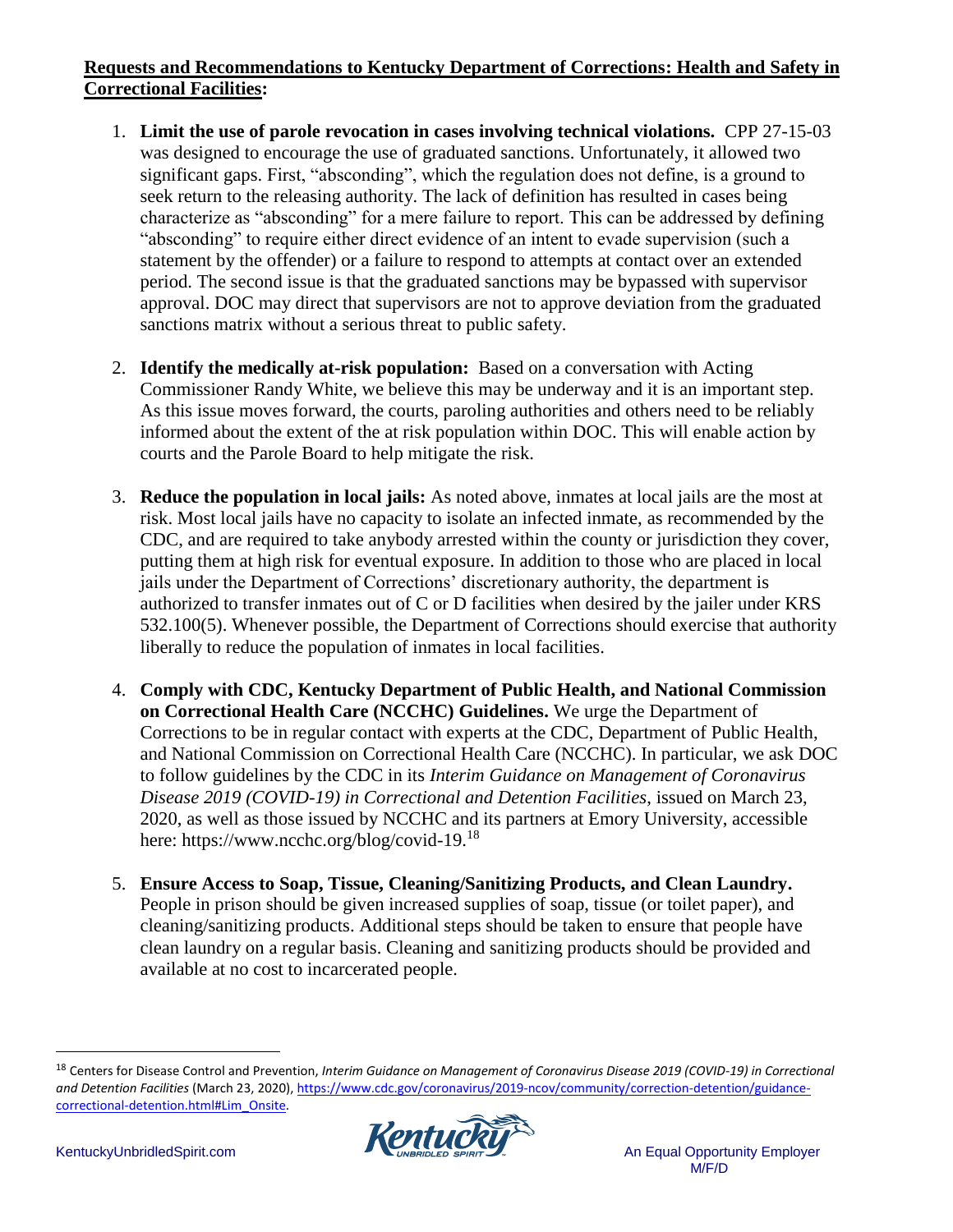**Requests and Recommendations to Kentucky Department of Corrections: Health and Safety in Correctional Facilities:**

1. **Limit the use of parole revocation in cases involving technical violations.** CPP 27-15-03 was designed to encourage the use of graduated sanctions. Unfortunately, it allowed two significant gaps. First, "absconding", which the regulation does not define, is a ground to seek return to the releasing authority. The lack of definition has resulted in cases being characterize as "absconding" for a mere failure to report. This can be addressed by defining "absconding" to require either direct evidence of an intent to evade supervision (such a statement by the offender) or a failure to respond to attempts at contact over an extended period. The second issue is that the graduated sanctions may be bypassed with supervisor approval. DOC may direct that supervisors are not to approve deviation from the graduated sanctions matrix without a serious threat to public safety.

2. **Identify the medically at-risk population:** Based on a conversation with Acting Commissioner Randy White, we believe this may be underway and it is an important step. As this issue moves forward, the courts, paroling authorities and others need to be reliably informed about the extent of the at risk population within DOC. This will enable action by courts and the Parole Board to help mitigate the risk.

3. **Reduce the population in local jails:** As noted above, inmates at local jails are the most at risk. Most local jails have no capacity to isolate an infected inmate, as recommended by the CDC, and are required to take anybody arrested within the county or jurisdiction they cover, putting them at high risk for eventual exposure. In addition to those who are placed in local jails under the Department of Corrections' discretionary authority, the department is authorized to transfer inmates out of C or D facilities when desired by the jailer under KRS 532.100(5). Whenever possible, the Department of Corrections should exercise that authority liberally to reduce the population of inmates in local facilities.

4. **Comply with CDC, Kentucky Department of Public Health, and National Commission on Correctional Health Care (NCCHC) Guidelines.** We urge the Department of Corrections to be in regular contact with experts at the CDC, Department of Public Health, and National Commission on Correctional Health Care (NCCHC). In particular, we ask DOC to follow guidelines by the CDC in its *Interim Guidance on Management of Coronavirus Disease 2019 (COVID-19) in Correctional and Detention Facilities*, issued on March 23, 2020, as well as those issued by NCCHC and its partners at Emory University, accessible here: https://www.ncchc.org/blog/covid-19.[18]

5. **Ensure Access to Soap, Tissue, Cleaning/Sanitizing Products, and Clean Laundry.** People in prison should be given increased supplies of soap, tissue (or toilet paper), and cleaning/sanitizing products. Additional steps should be taken to ensure that people have clean laundry on a regular basis. Cleaning and sanitizing products should be provided and available at no cost to incarcerated people.

---

[18] Centers for Disease Control and Prevention, *Interim Guidance on Management of Coronavirus Disease 2019 (COVID-19) in Correctional and Detention Facilities* (March 23, 2020), https://www.cdc.gov/coronavirus/2019-ncov/community/correction-detention/guidance-correctional-detention.html#Lim_Onsite.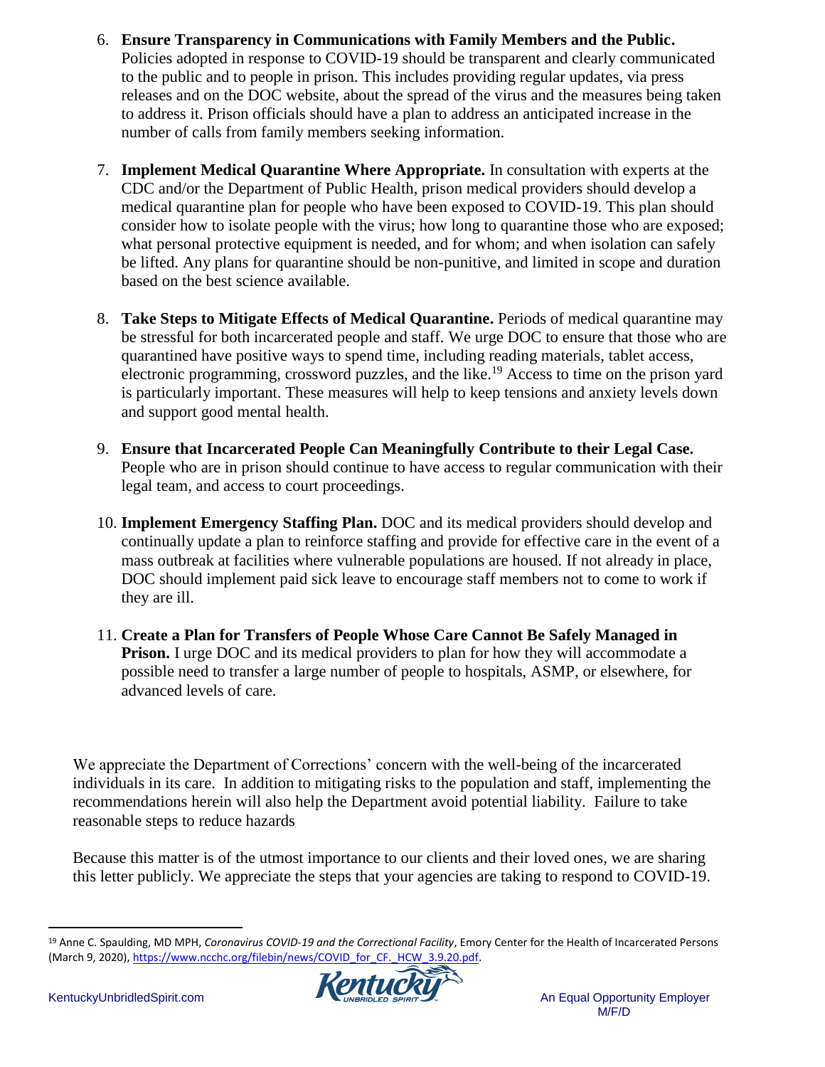6. **Ensure Transparency in Communications with Family Members and the Public.** Policies adopted in response to COVID-19 should be transparent and clearly communicated to the public and to people in prison. This includes providing regular updates, via press releases and on the DOC website, about the spread of the virus and the measures being taken to address it. Prison officials should have a plan to address an anticipated increase in the number of calls from family members seeking information.

7. **Implement Medical Quarantine Where Appropriate.** In consultation with experts at the CDC and/or the Department of Public Health, prison medical providers should develop a medical quarantine plan for people who have been exposed to COVID-19. This plan should consider how to isolate people with the virus; how long to quarantine those who are exposed; what personal protective equipment is needed, and for whom; and when isolation can safely be lifted. Any plans for quarantine should be non-punitive, and limited in scope and duration based on the best science available.

8. **Take Steps to Mitigate Effects of Medical Quarantine.** Periods of medical quarantine may be stressful for both incarcerated people and staff. We urge DOC to ensure that those who are quarantined have positive ways to spend time, including reading materials, tablet access, electronic programming, crossword puzzles, and the like.[19] Access to time on the prison yard is particularly important. These measures will help to keep tensions and anxiety levels down and support good mental health.

9. **Ensure that Incarcerated People Can Meaningfully Contribute to their Legal Case.** People who are in prison should continue to have access to regular communication with their legal team, and access to court proceedings.

10. **Implement Emergency Staffing Plan.** DOC and its medical providers should develop and continually update a plan to reinforce staffing and provide for effective care in the event of a mass outbreak at facilities where vulnerable populations are housed. If not already in place, DOC should implement paid sick leave to encourage staff members not to come to work if they are ill.

11. **Create a Plan for Transfers of People Whose Care Cannot Be Safely Managed in Prison.** I urge DOC and its medical providers to plan for how they will accommodate a possible need to transfer a large number of people to hospitals, ASMP, or elsewhere, for advanced levels of care.

We appreciate the Department of Corrections' concern with the well-being of the incarcerated individuals in its care. In addition to mitigating risks to the population and staff, implementing the recommendations herein will also help the Department avoid potential liability. Failure to take reasonable steps to reduce hazards

Because this matter is of the utmost importance to our clients and their loved ones, we are sharing this letter publicly. We appreciate the steps that your agencies are taking to respond to COVID-19.

---

[19] Anne C. Spaulding, MD MPH, *Coronavirus COVID-19 and the Correctional Facility*, Emory Center for the Health of Incarcerated Persons (March 9, 2020), https://www.ncchc.org/filebin/news/COVID_for_CF._HCW_3.9.20.pdf.

KentuckyUnbridledSpirit.com

An Equal Opportunity Employer M/F/D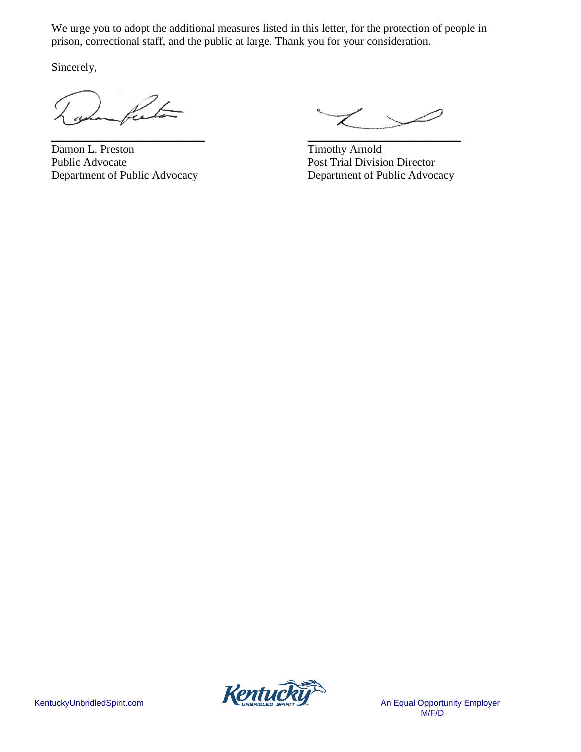We urge you to adopt the additional measures listed in this letter, for the protection of people in prison, correctional staff, and the public at large. Thank you for your consideration.

Sincerely,

Damon L. Preston
Public Advocate
Department of Public Advocacy

Timothy Arnold
Post Trial Division Director
Department of Public Advocacy